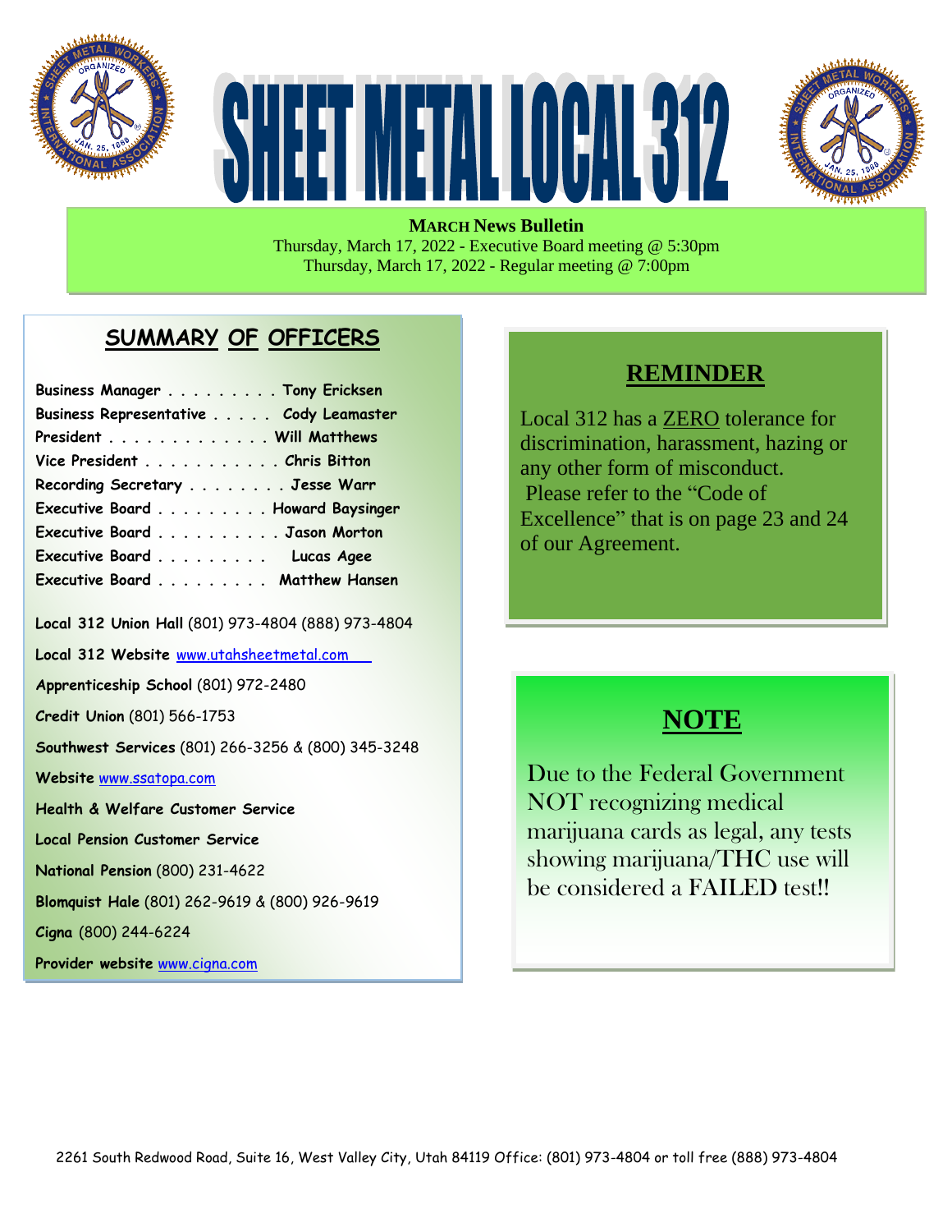# SHEET METAL LOCAL 312

**MARCH News Bulletin**

Thursday, March 17, 2022 - Executive Board meeting @ 5:30pm
Thursday, March 17, 2022 - Regular meeting @ 7:00pm

## SUMMARY OF OFFICERS

**Business Manager . . . . . . . . . Tony Ericksen**
**Business Representative . . . . . Cody Leamaster**
**President . . . . . . . . . . . . . Will Matthews**
**Vice President . . . . . . . . . . . Chris Bitton**
**Recording Secretary . . . . . . . . Jesse Warr**
**Executive Board . . . . . . . . . Howard Baysinger**
**Executive Board . . . . . . . . . . Jason Morton**
**Executive Board . . . . . . . . . Lucas Agee**
**Executive Board . . . . . . . . . Matthew Hansen**

**Local 312 Union Hall** (801) 973-4804 (888) 973-4804

**Local 312 Website** www.utahsheetmetal.com

**Apprenticeship School** (801) 972-2480

**Credit Union** (801) 566-1753

**Southwest Services** (801) 266-3256 & (800) 345-3248

**Website** www.ssatopa.com

**Health & Welfare Customer Service**

**Local Pension Customer Service**

**National Pension** (800) 231-4622

**Blomquist Hale** (801) 262-9619 & (800) 926-9619

**Cigna** (800) 244-6224

**Provider website** www.cigna.com

## REMINDER

Local 312 has a ZERO tolerance for discrimination, harassment, hazing or any other form of misconduct. Please refer to the "Code of Excellence" that is on page 23 and 24 of our Agreement.

## NOTE

Due to the Federal Government NOT recognizing medical marijuana cards as legal, any tests showing marijuana/THC use will be considered a FAILED test!!

2261 South Redwood Road, Suite 16, West Valley City, Utah 84119 Office: (801) 973-4804 or toll free (888) 973-4804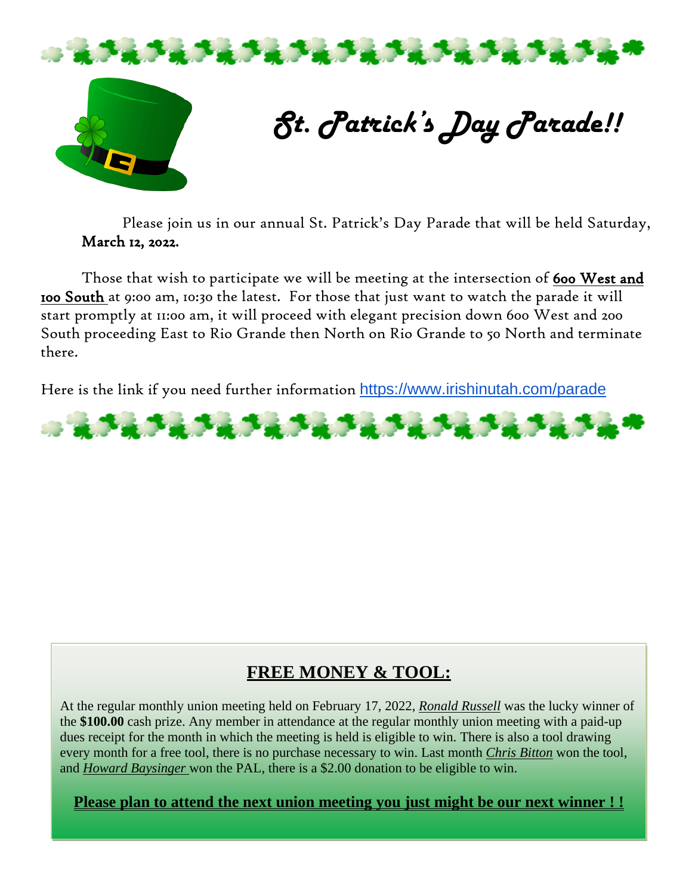# *St. Patrick's Day Parade!!*

Please join us in our annual St. Patrick's Day Parade that will be held Saturday, **March 12, 2022.**

Those that wish to participate we will be meeting at the intersection of **600 West and 100 South** at 9:00 am, 10:30 the latest. For those that just want to watch the parade it will start promptly at 11:00 am, it will proceed with elegant precision down 600 West and 200 South proceeding East to Rio Grande then North on Rio Grande to 50 North and terminate there.

Here is the link if you need further information https://www.irishinutah.com/parade

## FREE MONEY & TOOL:

At the regular monthly union meeting held on February 17, 2022, ***Ronald Russell*** was the lucky winner of the **$100.00** cash prize. Any member in attendance at the regular monthly union meeting with a paid-up dues receipt for the month in which the meeting is held is eligible to win. There is also a tool drawing every month for a free tool, there is no purchase necessary to win. Last month ***Chris Bitton*** won the tool, and ***Howard Baysinger*** won the PAL, there is a $2.00 donation to be eligible to win.

**Please plan to attend the next union meeting you just might be our next winner ! !**